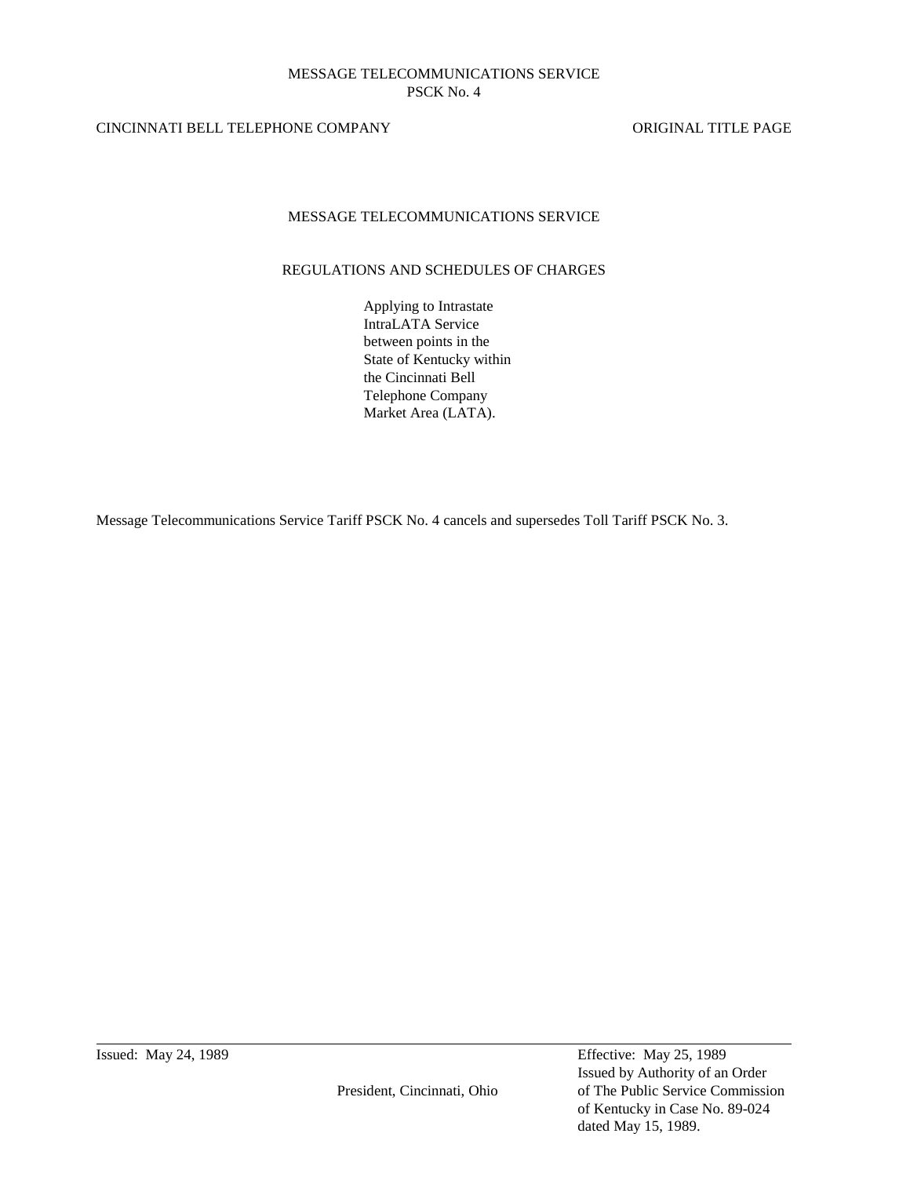MESSAGE TELECOMMUNICATIONS SERVICE
PSCK No. 4

CINCINNATI BELL TELEPHONE COMPANY ORIGINAL TITLE PAGE

# MESSAGE TELECOMMUNICATIONS SERVICE

## REGULATIONS AND SCHEDULES OF CHARGES

Applying to Intrastate IntraLATA Service between points in the State of Kentucky within the Cincinnati Bell Telephone Company Market Area (LATA).

Message Telecommunications Service Tariff PSCK No. 4 cancels and supersedes Toll Tariff PSCK No. 3.

Issued: May 24, 1989

President, Cincinnati, Ohio

Effective: May 25, 1989
Issued by Authority of an Order of The Public Service Commission of Kentucky in Case No. 89-024 dated May 15, 1989.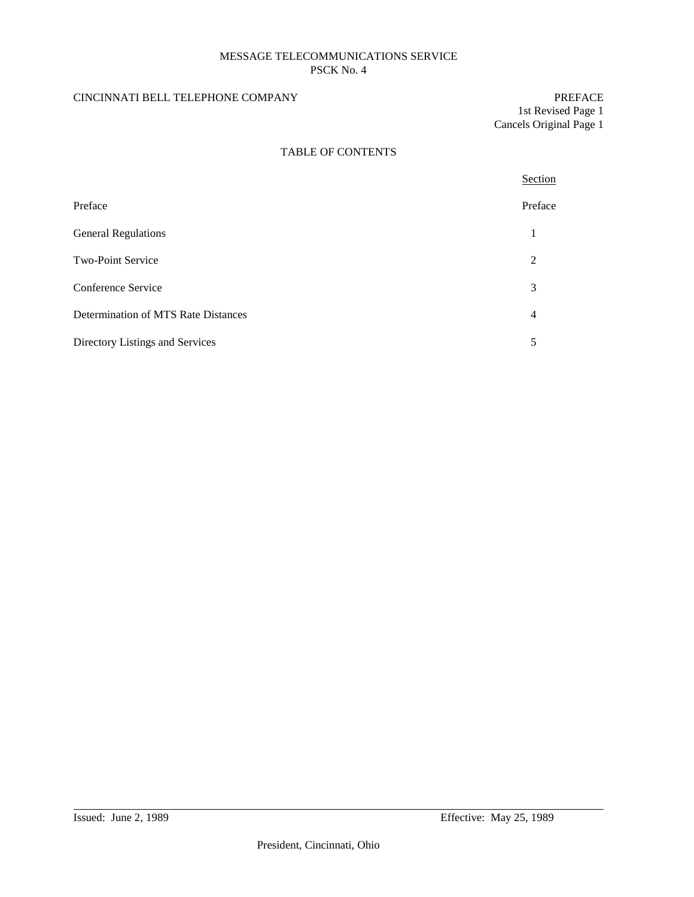MESSAGE TELECOMMUNICATIONS SERVICE
PSCK No. 4

CINCINNATI BELL TELEPHONE COMPANY

PREFACE
1st Revised Page 1
Cancels Original Page 1

## TABLE OF CONTENTS

| | Section |
|---|---|
| Preface | Preface |
| General Regulations | 1 |
| Two-Point Service | 2 |
| Conference Service | 3 |
| Determination of MTS Rate Distances | 4 |
| Directory Listings and Services | 5 |

Issued: June 2, 1989 Effective: May 25, 1989

President, Cincinnati, Ohio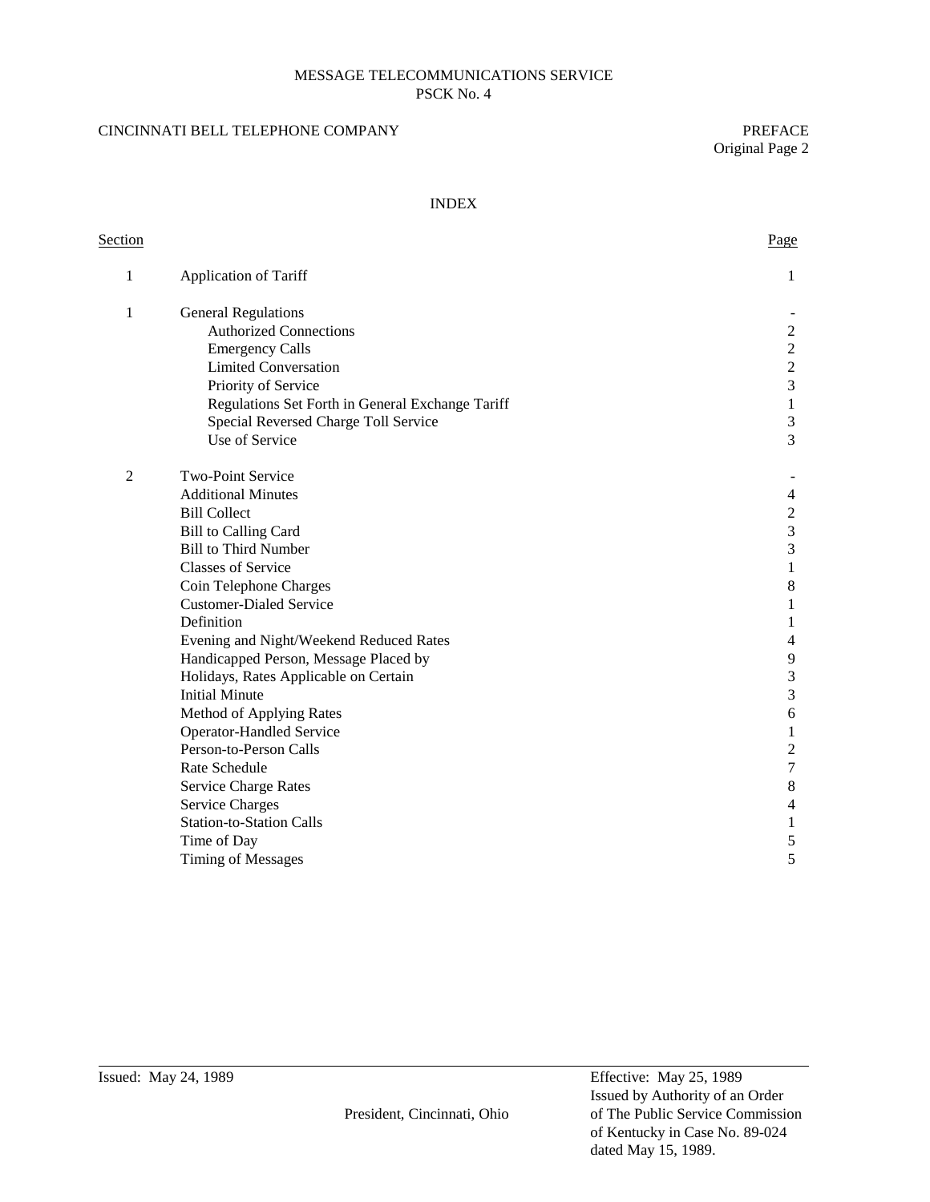MESSAGE TELECOMMUNICATIONS SERVICE
PSCK No. 4

CINCINNATI BELL TELEPHONE COMPANY

PREFACE
Original Page 2

# INDEX

| Section | | Page |
|---|---|---|
| 1 | Application of Tariff | 1 |
| 1 | General Regulations | - |
| | Authorized Connections | 2 |
| | Emergency Calls | 2 |
| | Limited Conversation | 2 |
| | Priority of Service | 3 |
| | Regulations Set Forth in General Exchange Tariff | 1 |
| | Special Reversed Charge Toll Service | 3 |
| | Use of Service | 3 |
| 2 | Two-Point Service | - |
| | Additional Minutes | 4 |
| | Bill Collect | 2 |
| | Bill to Calling Card | 3 |
| | Bill to Third Number | 3 |
| | Classes of Service | 1 |
| | Coin Telephone Charges | 8 |
| | Customer-Dialed Service | 1 |
| | Definition | 1 |
| | Evening and Night/Weekend Reduced Rates | 4 |
| | Handicapped Person, Message Placed by | 9 |
| | Holidays, Rates Applicable on Certain | 3 |
| | Initial Minute | 3 |
| | Method of Applying Rates | 6 |
| | Operator-Handled Service | 1 |
| | Person-to-Person Calls | 2 |
| | Rate Schedule | 7 |
| | Service Charge Rates | 8 |
| | Service Charges | 4 |
| | Station-to-Station Calls | 1 |
| | Time of Day | 5 |
| | Timing of Messages | 5 |

Issued: May 24, 1989

President, Cincinnati, Ohio

Effective: May 25, 1989
Issued by Authority of an Order
of The Public Service Commission
of Kentucky in Case No. 89-024
dated May 15, 1989.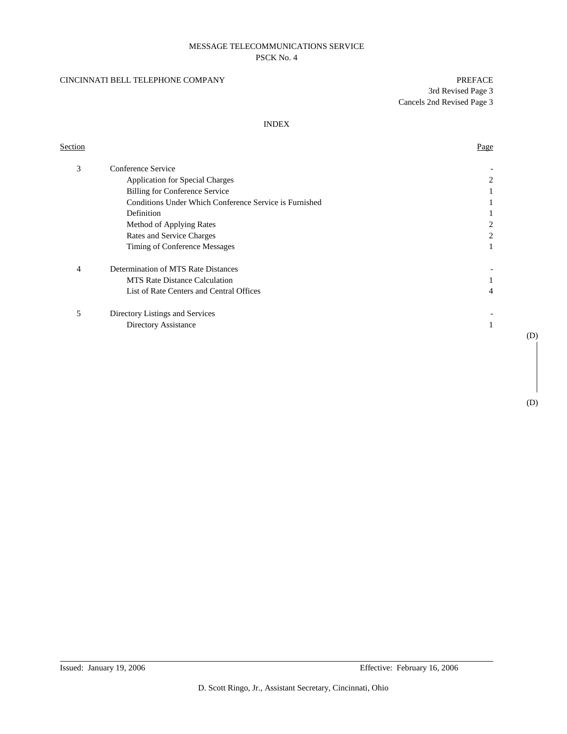MESSAGE TELECOMMUNICATIONS SERVICE
PSCK No. 4

CINCINNATI BELL TELEPHONE COMPANY

PREFACE
3rd Revised Page 3
Cancels 2nd Revised Page 3

## INDEX

| Section | | Page |
|---|---|---|
| 3 | Conference Service | - |
| | Application for Special Charges | 2 |
| | Billing for Conference Service | 1 |
| | Conditions Under Which Conference Service is Furnished | 1 |
| | Definition | 1 |
| | Method of Applying Rates | 2 |
| | Rates and Service Charges | 2 |
| | Timing of Conference Messages | 1 |
| 4 | Determination of MTS Rate Distances | - |
| | MTS Rate Distance Calculation | 1 |
| | List of Rate Centers and Central Offices | 4 |
| 5 | Directory Listings and Services | - |
| | Directory Assistance | 1 |

(D)

(D)

Issued: January 19, 2006

Effective: February 16, 2006

D. Scott Ringo, Jr., Assistant Secretary, Cincinnati, Ohio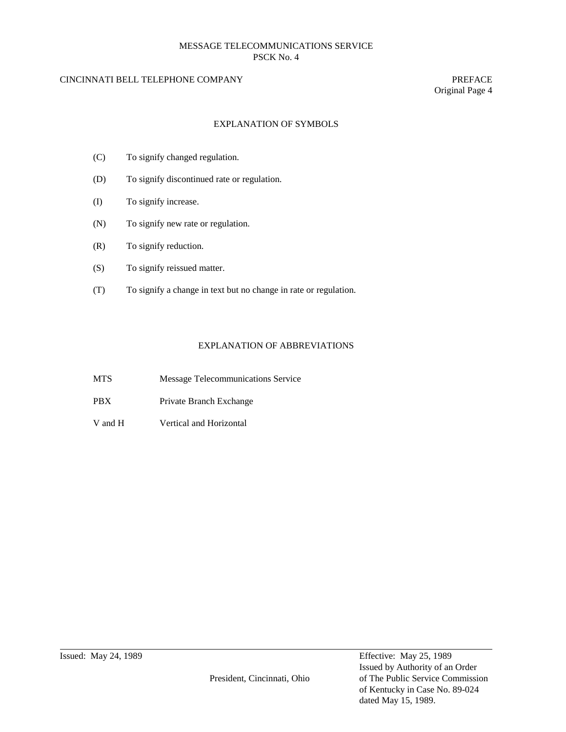## EXPLANATION OF SYMBOLS

| | |
|---|---|
| (C) | To signify changed regulation. |
| (D) | To signify discontinued rate or regulation. |
| (I) | To signify increase. |
| (N) | To signify new rate or regulation. |
| (R) | To signify reduction. |
| (S) | To signify reissued matter. |
| (T) | To signify a change in text but no change in rate or regulation. |

## EXPLANATION OF ABBREVIATIONS

| | |
|---|---|
| MTS | Message Telecommunications Service |
| PBX | Private Branch Exchange |
| V and H | Vertical and Horizontal |

Issued: May 24, 1989

President, Cincinnati, Ohio

Effective: May 25, 1989
Issued by Authority of an Order of The Public Service Commission of Kentucky in Case No. 89-024 dated May 15, 1989.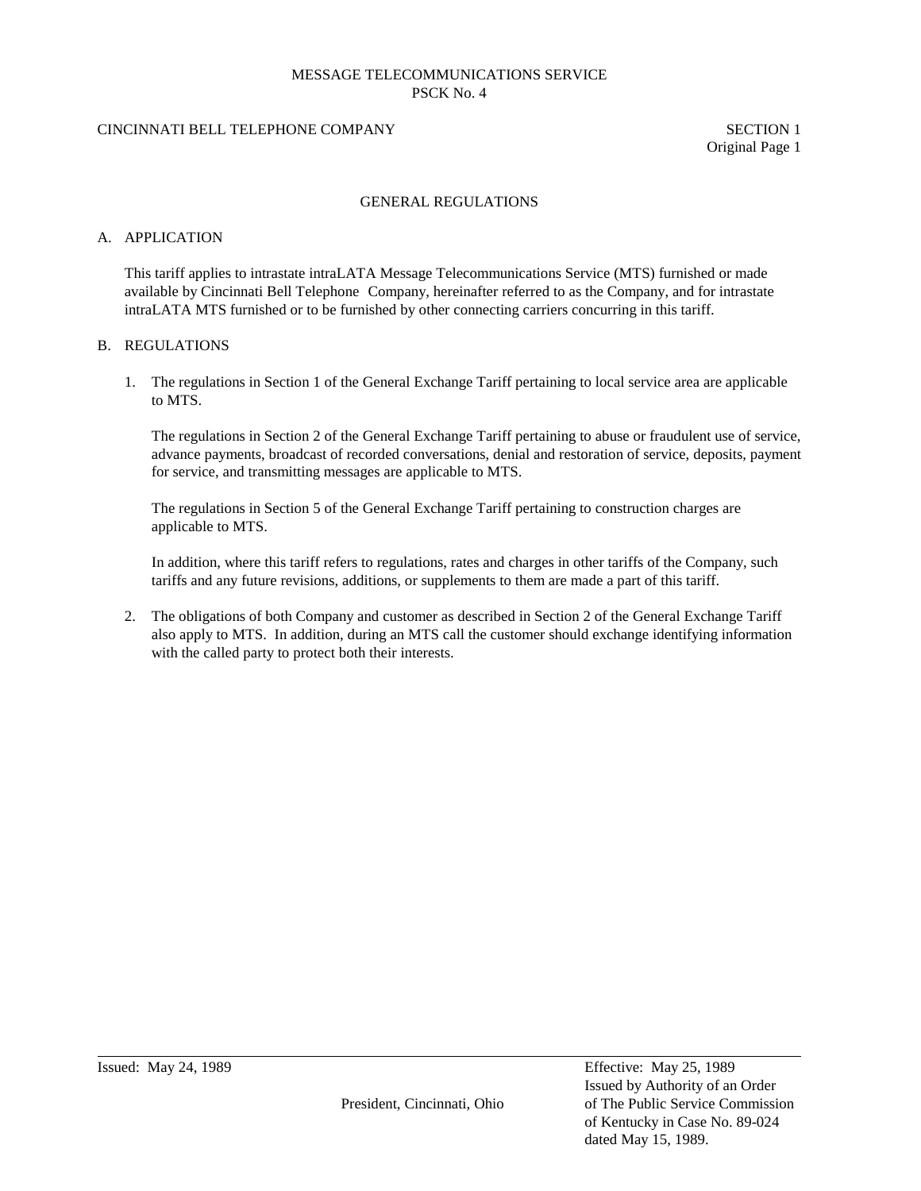## GENERAL REGULATIONS

### A. APPLICATION

This tariff applies to intrastate intraLATA Message Telecommunications Service (MTS) furnished or made available by Cincinnati Bell Telephone Company, hereinafter referred to as the Company, and for intrastate intraLATA MTS furnished or to be furnished by other connecting carriers concurring in this tariff.

### B. REGULATIONS

1. The regulations in Section 1 of the General Exchange Tariff pertaining to local service area are applicable to MTS.

   The regulations in Section 2 of the General Exchange Tariff pertaining to abuse or fraudulent use of service, advance payments, broadcast of recorded conversations, denial and restoration of service, deposits, payment for service, and transmitting messages are applicable to MTS.

   The regulations in Section 5 of the General Exchange Tariff pertaining to construction charges are applicable to MTS.

   In addition, where this tariff refers to regulations, rates and charges in other tariffs of the Company, such tariffs and any future revisions, additions, or supplements to them are made a part of this tariff.

2. The obligations of both Company and customer as described in Section 2 of the General Exchange Tariff also apply to MTS. In addition, during an MTS call the customer should exchange identifying information with the called party to protect both their interests.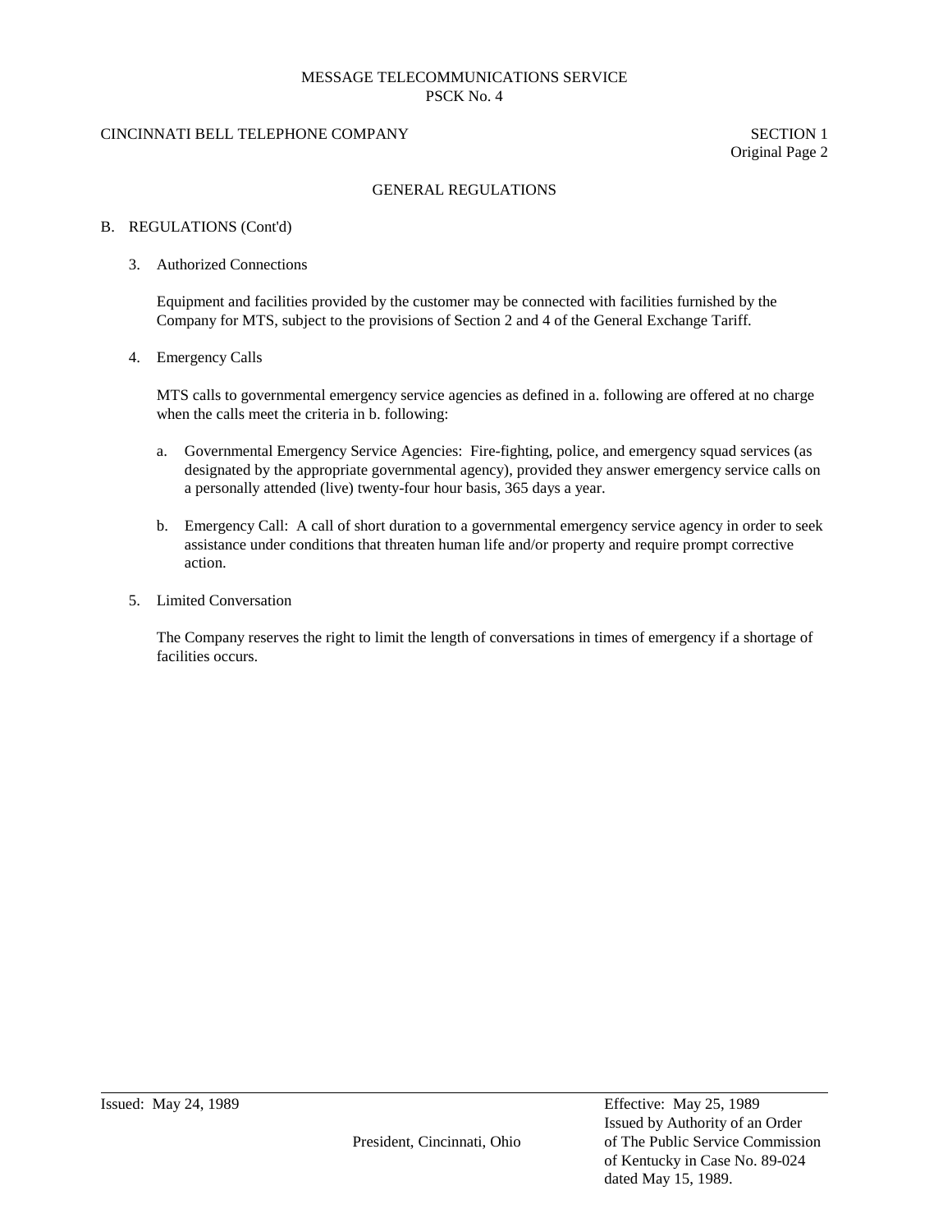## GENERAL REGULATIONS

### B. REGULATIONS (Cont'd)

3. Authorized Connections

   Equipment and facilities provided by the customer may be connected with facilities furnished by the Company for MTS, subject to the provisions of Section 2 and 4 of the General Exchange Tariff.

4. Emergency Calls

   MTS calls to governmental emergency service agencies as defined in a. following are offered at no charge when the calls meet the criteria in b. following:

   a. Governmental Emergency Service Agencies: Fire-fighting, police, and emergency squad services (as designated by the appropriate governmental agency), provided they answer emergency service calls on a personally attended (live) twenty-four hour basis, 365 days a year.

   b. Emergency Call: A call of short duration to a governmental emergency service agency in order to seek assistance under conditions that threaten human life and/or property and require prompt corrective action.

5. Limited Conversation

   The Company reserves the right to limit the length of conversations in times of emergency if a shortage of facilities occurs.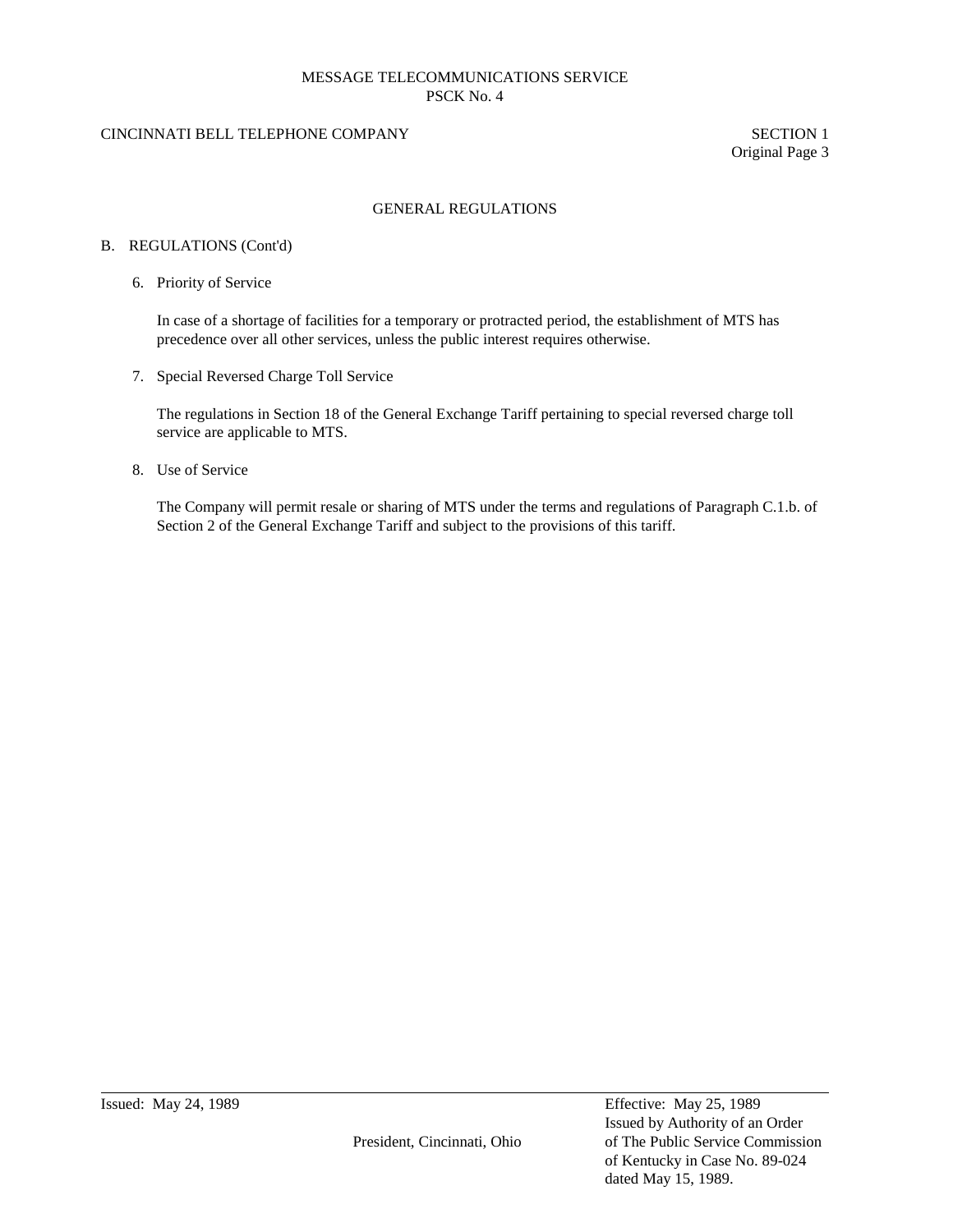GENERAL REGULATIONS

B. REGULATIONS (Cont'd)

6. Priority of Service

   In case of a shortage of facilities for a temporary or protracted period, the establishment of MTS has precedence over all other services, unless the public interest requires otherwise.

7. Special Reversed Charge Toll Service

   The regulations in Section 18 of the General Exchange Tariff pertaining to special reversed charge toll service are applicable to MTS.

8. Use of Service

   The Company will permit resale or sharing of MTS under the terms and regulations of Paragraph C.1.b. of Section 2 of the General Exchange Tariff and subject to the provisions of this tariff.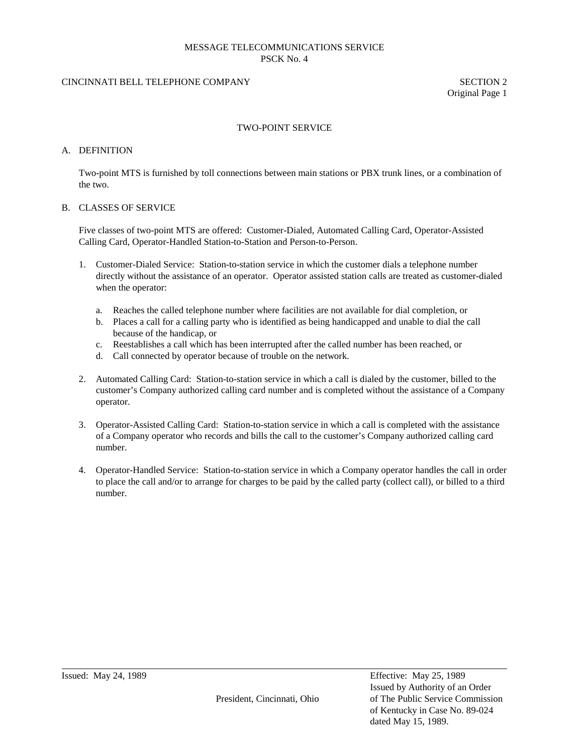MESSAGE TELECOMMUNICATIONS SERVICE
PSCK No. 4

CINCINNATI BELL TELEPHONE COMPANY

SECTION 2
Original Page 1

## TWO-POINT SERVICE

### A. DEFINITION

Two-point MTS is furnished by toll connections between main stations or PBX trunk lines, or a combination of the two.

### B. CLASSES OF SERVICE

Five classes of two-point MTS are offered: Customer-Dialed, Automated Calling Card, Operator-Assisted Calling Card, Operator-Handled Station-to-Station and Person-to-Person.

1. Customer-Dialed Service: Station-to-station service in which the customer dials a telephone number directly without the assistance of an operator. Operator assisted station calls are treated as customer-dialed when the operator:

   a. Reaches the called telephone number where facilities are not available for dial completion, or
   b. Places a call for a calling party who is identified as being handicapped and unable to dial the call because of the handicap, or
   c. Reestablishes a call which has been interrupted after the called number has been reached, or
   d. Call connected by operator because of trouble on the network.

2. Automated Calling Card: Station-to-station service in which a call is dialed by the customer, billed to the customer's Company authorized calling card number and is completed without the assistance of a Company operator.

3. Operator-Assisted Calling Card: Station-to-station service in which a call is completed with the assistance of a Company operator who records and bills the call to the customer's Company authorized calling card number.

4. Operator-Handled Service: Station-to-station service in which a Company operator handles the call in order to place the call and/or to arrange for charges to be paid by the called party (collect call), or billed to a third number.

Issued: May 24, 1989

President, Cincinnati, Ohio

Effective: May 25, 1989
Issued by Authority of an Order of The Public Service Commission of Kentucky in Case No. 89-024 dated May 15, 1989.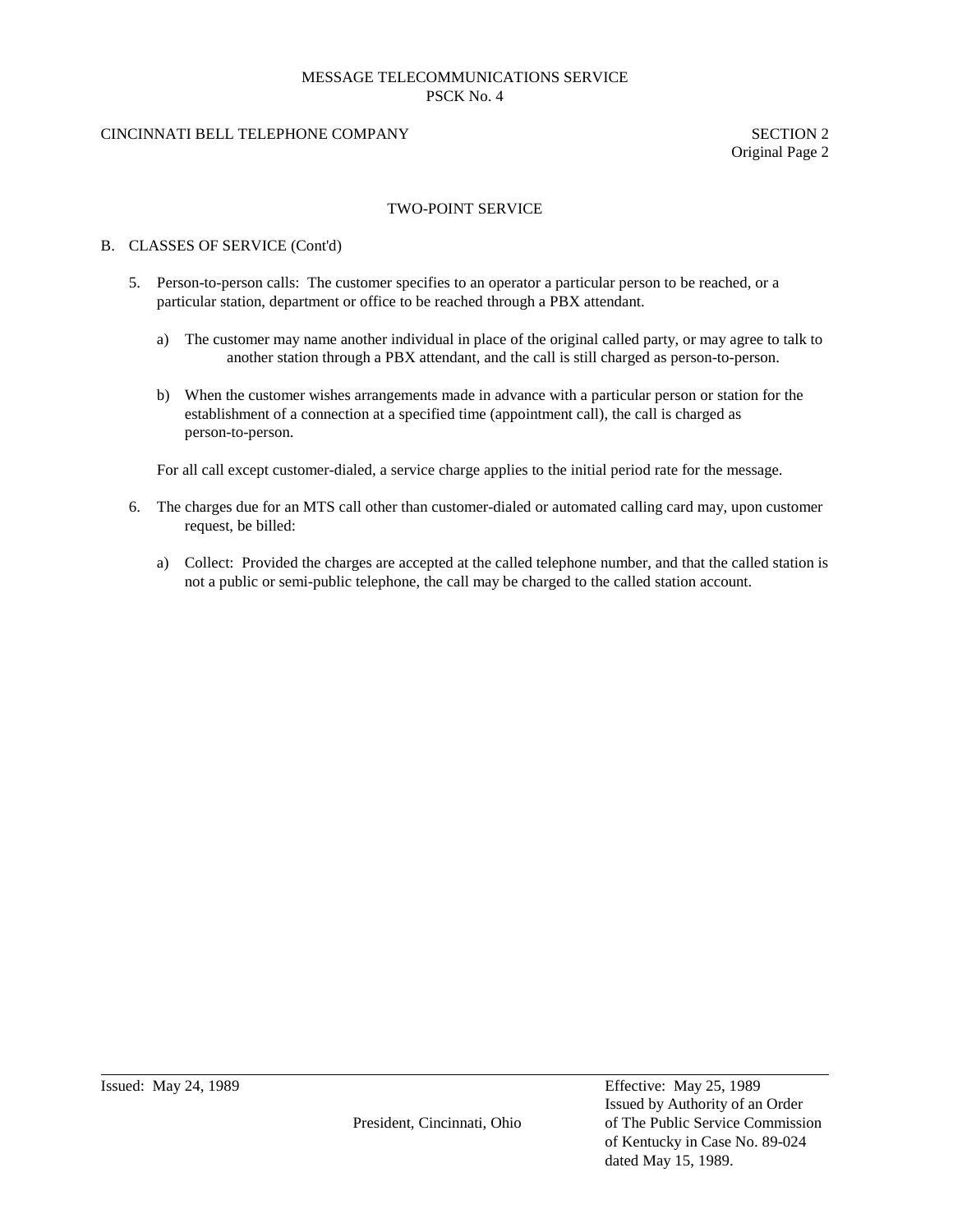MESSAGE TELECOMMUNICATIONS SERVICE
PSCK No. 4

CINCINNATI BELL TELEPHONE COMPANY

SECTION 2
Original Page 2

## TWO-POINT SERVICE

B. CLASSES OF SERVICE (Cont'd)

5. Person-to-person calls: The customer specifies to an operator a particular person to be reached, or a particular station, department or office to be reached through a PBX attendant.

   a) The customer may name another individual in place of the original called party, or may agree to talk to another station through a PBX attendant, and the call is still charged as person-to-person.

   b) When the customer wishes arrangements made in advance with a particular person or station for the establishment of a connection at a specified time (appointment call), the call is charged as person-to-person.

   For all call except customer-dialed, a service charge applies to the initial period rate for the message.

6. The charges due for an MTS call other than customer-dialed or automated calling card may, upon customer request, be billed:

   a) Collect: Provided the charges are accepted at the called telephone number, and that the called station is not a public or semi-public telephone, the call may be charged to the called station account.

Issued: May 24, 1989

President, Cincinnati, Ohio

Effective: May 25, 1989
Issued by Authority of an Order of The Public Service Commission of Kentucky in Case No. 89-024 dated May 15, 1989.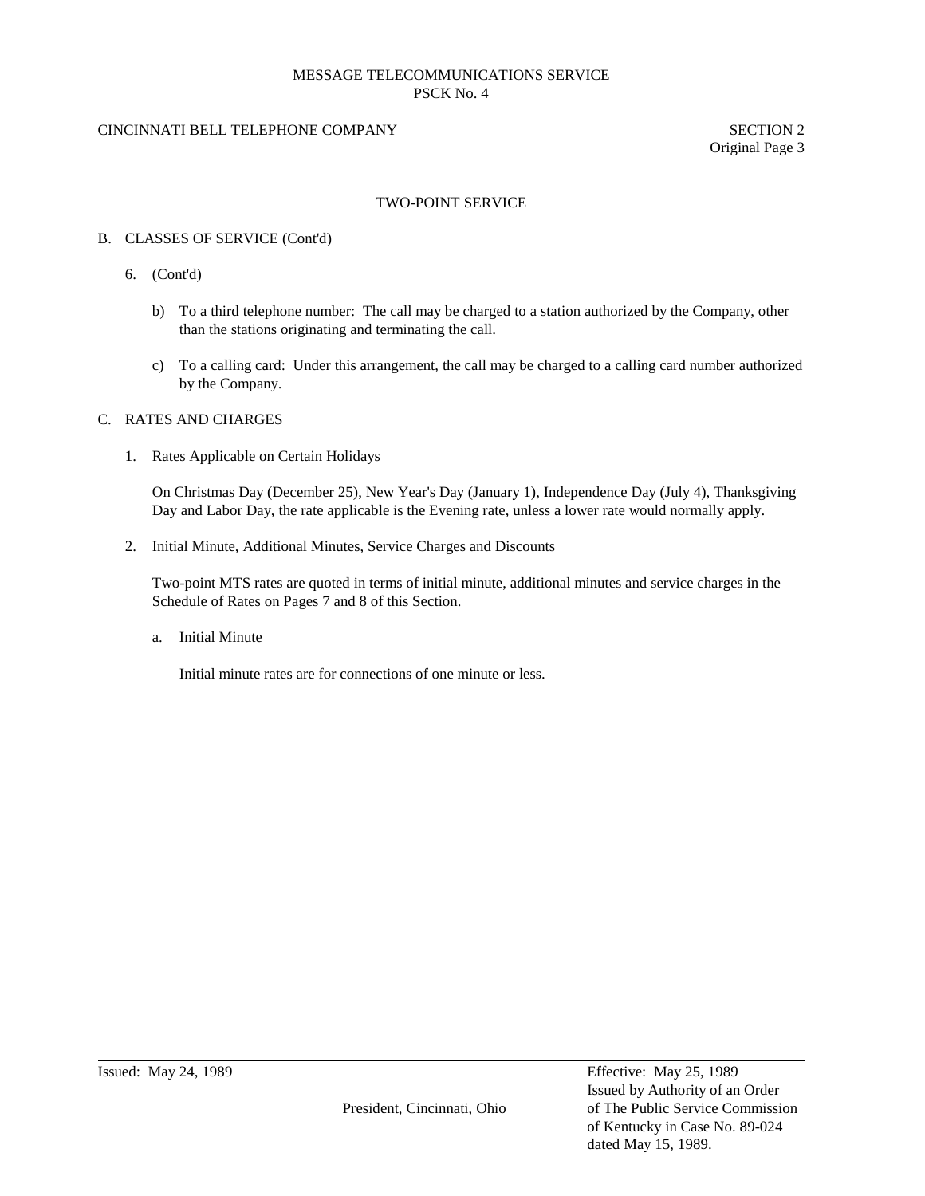## TWO-POINT SERVICE

B. CLASSES OF SERVICE (Cont'd)

6. (Cont'd)

   b) To a third telephone number: The call may be charged to a station authorized by the Company, other than the stations originating and terminating the call.

   c) To a calling card: Under this arrangement, the call may be charged to a calling card number authorized by the Company.

C. RATES AND CHARGES

1. Rates Applicable on Certain Holidays

   On Christmas Day (December 25), New Year's Day (January 1), Independence Day (July 4), Thanksgiving Day and Labor Day, the rate applicable is the Evening rate, unless a lower rate would normally apply.

2. Initial Minute, Additional Minutes, Service Charges and Discounts

   Two-point MTS rates are quoted in terms of initial minute, additional minutes and service charges in the Schedule of Rates on Pages 7 and 8 of this Section.

   a. Initial Minute

      Initial minute rates are for connections of one minute or less.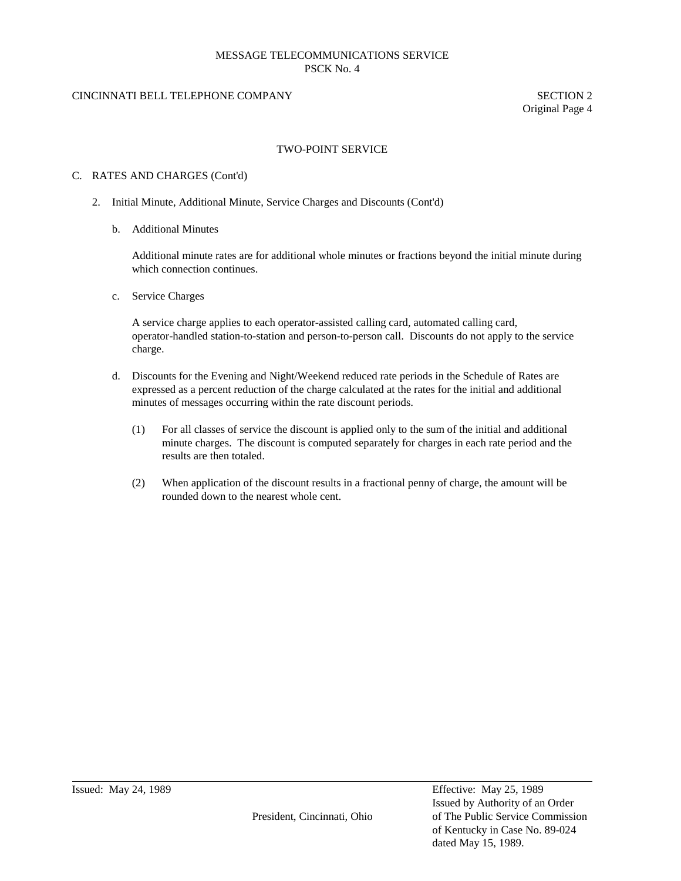## TWO-POINT SERVICE

C. RATES AND CHARGES (Cont'd)

2. Initial Minute, Additional Minute, Service Charges and Discounts (Cont'd)

   b. Additional Minutes

      Additional minute rates are for additional whole minutes or fractions beyond the initial minute during which connection continues.

   c. Service Charges

      A service charge applies to each operator-assisted calling card, automated calling card, operator-handled station-to-station and person-to-person call. Discounts do not apply to the service charge.

   d. Discounts for the Evening and Night/Weekend reduced rate periods in the Schedule of Rates are expressed as a percent reduction of the charge calculated at the rates for the initial and additional minutes of messages occurring within the rate discount periods.

      (1) For all classes of service the discount is applied only to the sum of the initial and additional minute charges. The discount is computed separately for charges in each rate period and the results are then totaled.

      (2) When application of the discount results in a fractional penny of charge, the amount will be rounded down to the nearest whole cent.

Issued: May 24, 1989

President, Cincinnati, Ohio

Effective: May 25, 1989
Issued by Authority of an Order of The Public Service Commission of Kentucky in Case No. 89-024 dated May 15, 1989.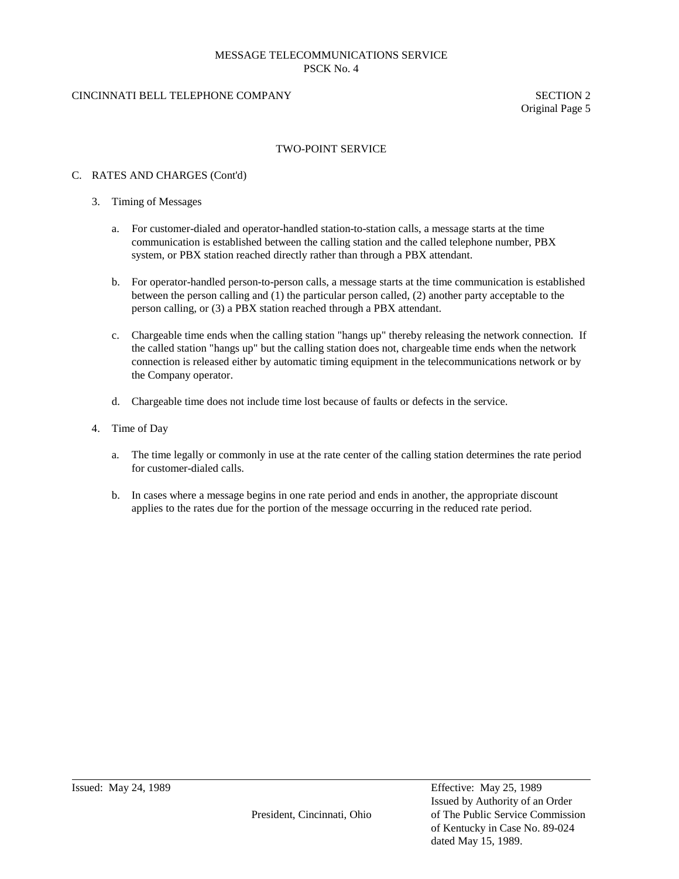## TWO-POINT SERVICE

C. RATES AND CHARGES (Cont'd)

3. Timing of Messages

   a. For customer-dialed and operator-handled station-to-station calls, a message starts at the time communication is established between the calling station and the called telephone number, PBX system, or PBX station reached directly rather than through a PBX attendant.

   b. For operator-handled person-to-person calls, a message starts at the time communication is established between the person calling and (1) the particular person called, (2) another party acceptable to the person calling, or (3) a PBX station reached through a PBX attendant.

   c. Chargeable time ends when the calling station "hangs up" thereby releasing the network connection. If the called station "hangs up" but the calling station does not, chargeable time ends when the network connection is released either by automatic timing equipment in the telecommunications network or by the Company operator.

   d. Chargeable time does not include time lost because of faults or defects in the service.

4. Time of Day

   a. The time legally or commonly in use at the rate center of the calling station determines the rate period for customer-dialed calls.

   b. In cases where a message begins in one rate period and ends in another, the appropriate discount applies to the rates due for the portion of the message occurring in the reduced rate period.

Issued: May 24, 1989

President, Cincinnati, Ohio

Effective: May 25, 1989
Issued by Authority of an Order of The Public Service Commission of Kentucky in Case No. 89-024 dated May 15, 1989.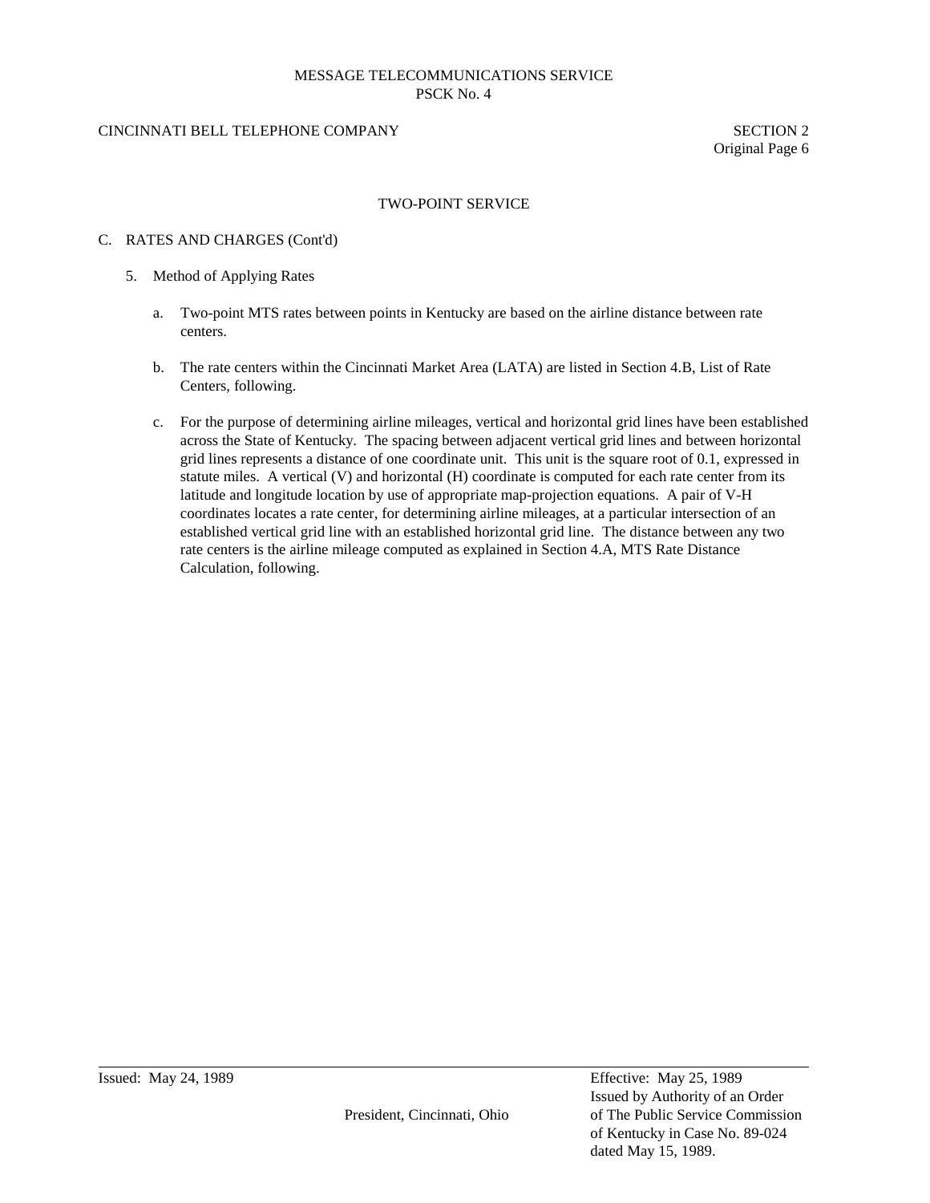## TWO-POINT SERVICE

C. RATES AND CHARGES (Cont'd)

5. Method of Applying Rates

   a. Two-point MTS rates between points in Kentucky are based on the airline distance between rate centers.

   b. The rate centers within the Cincinnati Market Area (LATA) are listed in Section 4.B, List of Rate Centers, following.

   c. For the purpose of determining airline mileages, vertical and horizontal grid lines have been established across the State of Kentucky. The spacing between adjacent vertical grid lines and between horizontal grid lines represents a distance of one coordinate unit. This unit is the square root of 0.1, expressed in statute miles. A vertical (V) and horizontal (H) coordinate is computed for each rate center from its latitude and longitude location by use of appropriate map-projection equations. A pair of V-H coordinates locates a rate center, for determining airline mileages, at a particular intersection of an established vertical grid line with an established horizontal grid line. The distance between any two rate centers is the airline mileage computed as explained in Section 4.A, MTS Rate Distance Calculation, following.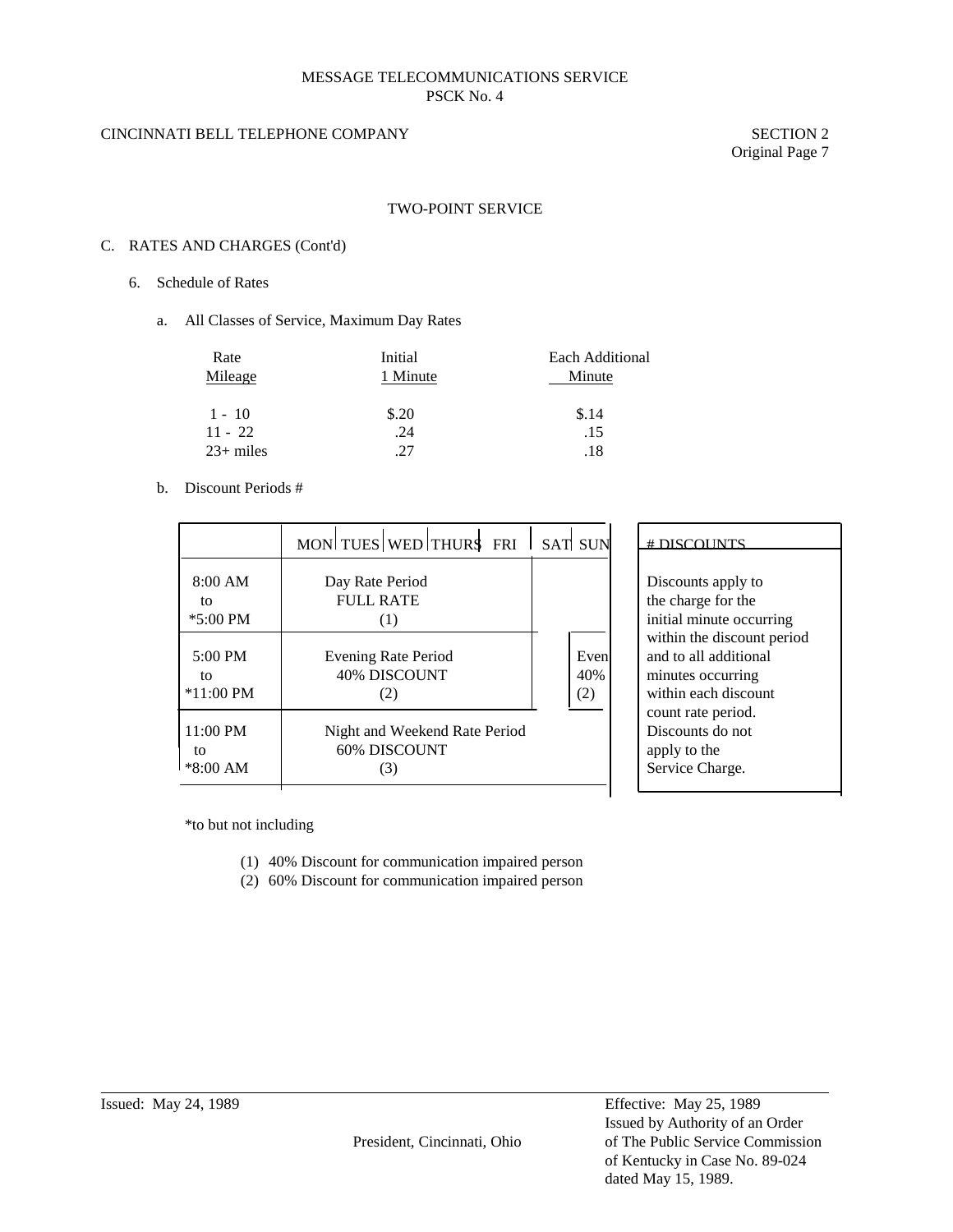MESSAGE TELECOMMUNICATIONS SERVICE
PSCK No. 4

CINCINNATI BELL TELEPHONE COMPANY

SECTION 2
Original Page 7

TWO-POINT SERVICE

C. RATES AND CHARGES (Cont'd)

6. Schedule of Rates

a. All Classes of Service, Maximum Day Rates

| Rate Mileage | Initial 1 Minute | Each Additional Minute |
|---|---|---|
| 1 - 10 | $.20 | $.14 |
| 11 - 22 | .24 | .15 |
| 23+ miles | .27 | .18 |

b. Discount Periods #

| | MON TUES WED THURS FRI | SAT | SUN |
|---|---|---|---|
| 8:00 AM to *5:00 PM | Day Rate Period FULL RATE (1) | | |
| 5:00 PM to *11:00 PM | Evening Rate Period 40% DISCOUNT (2) | | Even 40% (2) |
| 11:00 PM to *8:00 AM | Night and Weekend Rate Period 60% DISCOUNT (3) | | |

# DISCOUNTS

Discounts apply to the charge for the initial minute occurring within the discount period and to all additional minutes occurring within each discount count rate period. Discounts do not apply to the Service Charge.

*to but not including

(1) 40% Discount for communication impaired person
(2) 60% Discount for communication impaired person

Issued: May 24, 1989

President, Cincinnati, Ohio

Effective: May 25, 1989
Issued by Authority of an Order of The Public Service Commission of Kentucky in Case No. 89-024 dated May 15, 1989.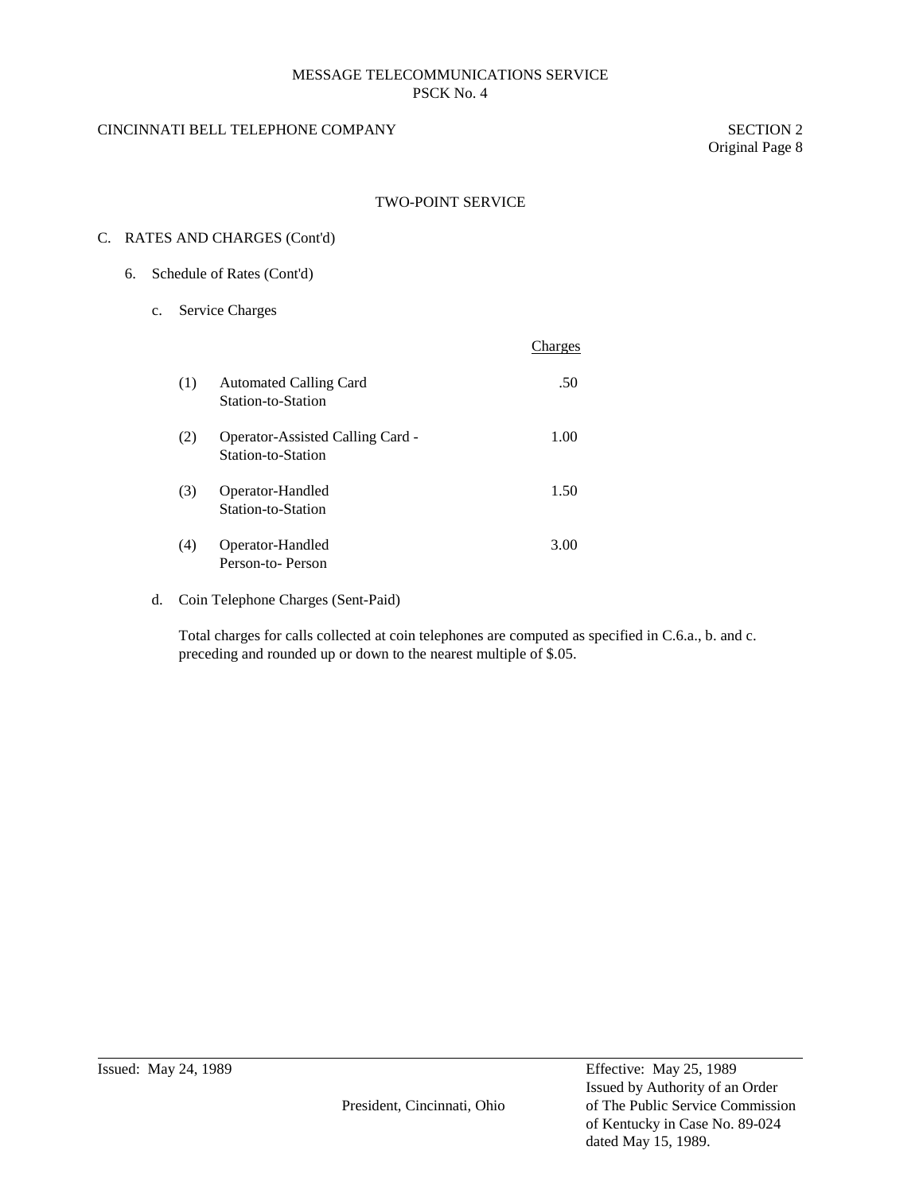MESSAGE TELECOMMUNICATIONS SERVICE
PSCK No. 4

CINCINNATI BELL TELEPHONE COMPANY

SECTION 2
Original Page 8

## TWO-POINT SERVICE

C. RATES AND CHARGES (Cont'd)

6. Schedule of Rates (Cont'd)

c. Service Charges

| | | Charges |
|---|---|---|
| (1) | Automated Calling Card Station-to-Station | .50 |
| (2) | Operator-Assisted Calling Card - Station-to-Station | 1.00 |
| (3) | Operator-Handled Station-to-Station | 1.50 |
| (4) | Operator-Handled Person-to- Person | 3.00 |

d. Coin Telephone Charges (Sent-Paid)

Total charges for calls collected at coin telephones are computed as specified in C.6.a., b. and c. preceding and rounded up or down to the nearest multiple of $.05.

Issued: May 24, 1989

President, Cincinnati, Ohio

Effective: May 25, 1989
Issued by Authority of an Order of The Public Service Commission of Kentucky in Case No. 89-024 dated May 15, 1989.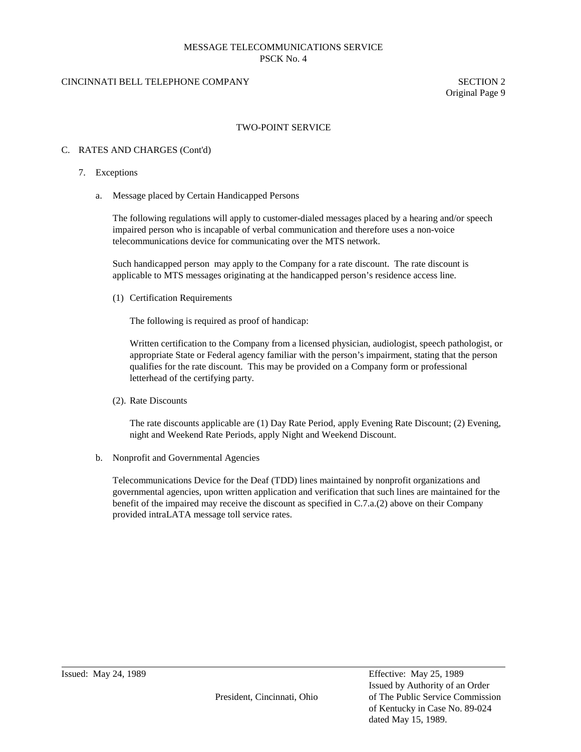## TWO-POINT SERVICE

C. RATES AND CHARGES (Cont'd)

7. Exceptions

a. Message placed by Certain Handicapped Persons

The following regulations will apply to customer-dialed messages placed by a hearing and/or speech impaired person who is incapable of verbal communication and therefore uses a non-voice telecommunications device for communicating over the MTS network.

Such handicapped person may apply to the Company for a rate discount. The rate discount is applicable to MTS messages originating at the handicapped person's residence access line.

(1) Certification Requirements

The following is required as proof of handicap:

Written certification to the Company from a licensed physician, audiologist, speech pathologist, or appropriate State or Federal agency familiar with the person's impairment, stating that the person qualifies for the rate discount. This may be provided on a Company form or professional letterhead of the certifying party.

(2). Rate Discounts

The rate discounts applicable are (1) Day Rate Period, apply Evening Rate Discount; (2) Evening, night and Weekend Rate Periods, apply Night and Weekend Discount.

b. Nonprofit and Governmental Agencies

Telecommunications Device for the Deaf (TDD) lines maintained by nonprofit organizations and governmental agencies, upon written application and verification that such lines are maintained for the benefit of the impaired may receive the discount as specified in C.7.a.(2) above on their Company provided intraLATA message toll service rates.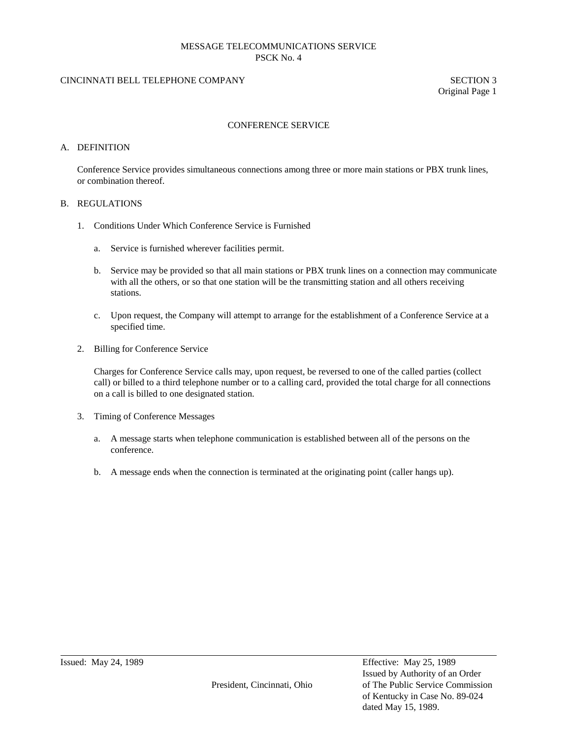MESSAGE TELECOMMUNICATIONS SERVICE
PSCK No. 4

CINCINNATI BELL TELEPHONE COMPANY

SECTION 3
Original Page 1

## CONFERENCE SERVICE

A. DEFINITION

Conference Service provides simultaneous connections among three or more main stations or PBX trunk lines, or combination thereof.

B. REGULATIONS

1. Conditions Under Which Conference Service is Furnished

   a. Service is furnished wherever facilities permit.

   b. Service may be provided so that all main stations or PBX trunk lines on a connection may communicate with all the others, or so that one station will be the transmitting station and all others receiving stations.

   c. Upon request, the Company will attempt to arrange for the establishment of a Conference Service at a specified time.

2. Billing for Conference Service

   Charges for Conference Service calls may, upon request, be reversed to one of the called parties (collect call) or billed to a third telephone number or to a calling card, provided the total charge for all connections on a call is billed to one designated station.

3. Timing of Conference Messages

   a. A message starts when telephone communication is established between all of the persons on the conference.

   b. A message ends when the connection is terminated at the originating point (caller hangs up).

---

Issued: May 24, 1989

President, Cincinnati, Ohio

Effective: May 25, 1989
Issued by Authority of an Order of The Public Service Commission of Kentucky in Case No. 89-024 dated May 15, 1989.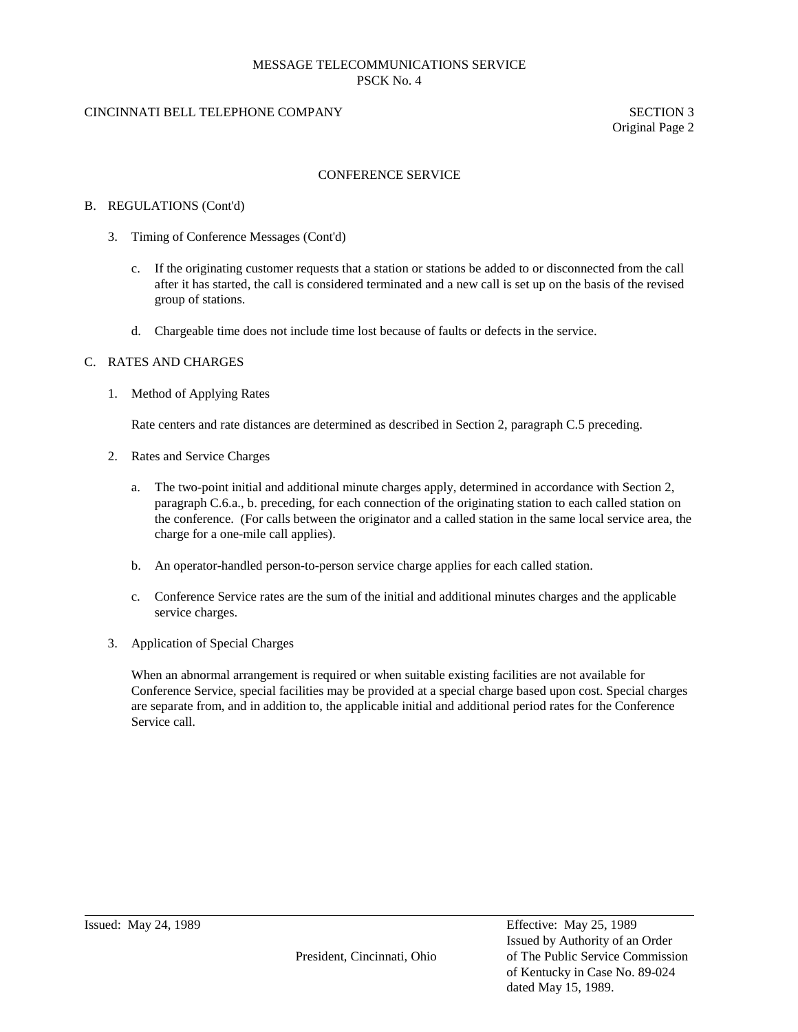# CONFERENCE SERVICE

## B. REGULATIONS (Cont'd)

### 3. Timing of Conference Messages (Cont'd)

c. If the originating customer requests that a station or stations be added to or disconnected from the call after it has started, the call is considered terminated and a new call is set up on the basis of the revised group of stations.

d. Chargeable time does not include time lost because of faults or defects in the service.

## C. RATES AND CHARGES

### 1. Method of Applying Rates

Rate centers and rate distances are determined as described in Section 2, paragraph C.5 preceding.

### 2. Rates and Service Charges

a. The two-point initial and additional minute charges apply, determined in accordance with Section 2, paragraph C.6.a., b. preceding, for each connection of the originating station to each called station on the conference. (For calls between the originator and a called station in the same local service area, the charge for a one-mile call applies).

b. An operator-handled person-to-person service charge applies for each called station.

c. Conference Service rates are the sum of the initial and additional minutes charges and the applicable service charges.

### 3. Application of Special Charges

When an abnormal arrangement is required or when suitable existing facilities are not available for Conference Service, special facilities may be provided at a special charge based upon cost. Special charges are separate from, and in addition to, the applicable initial and additional period rates for the Conference Service call.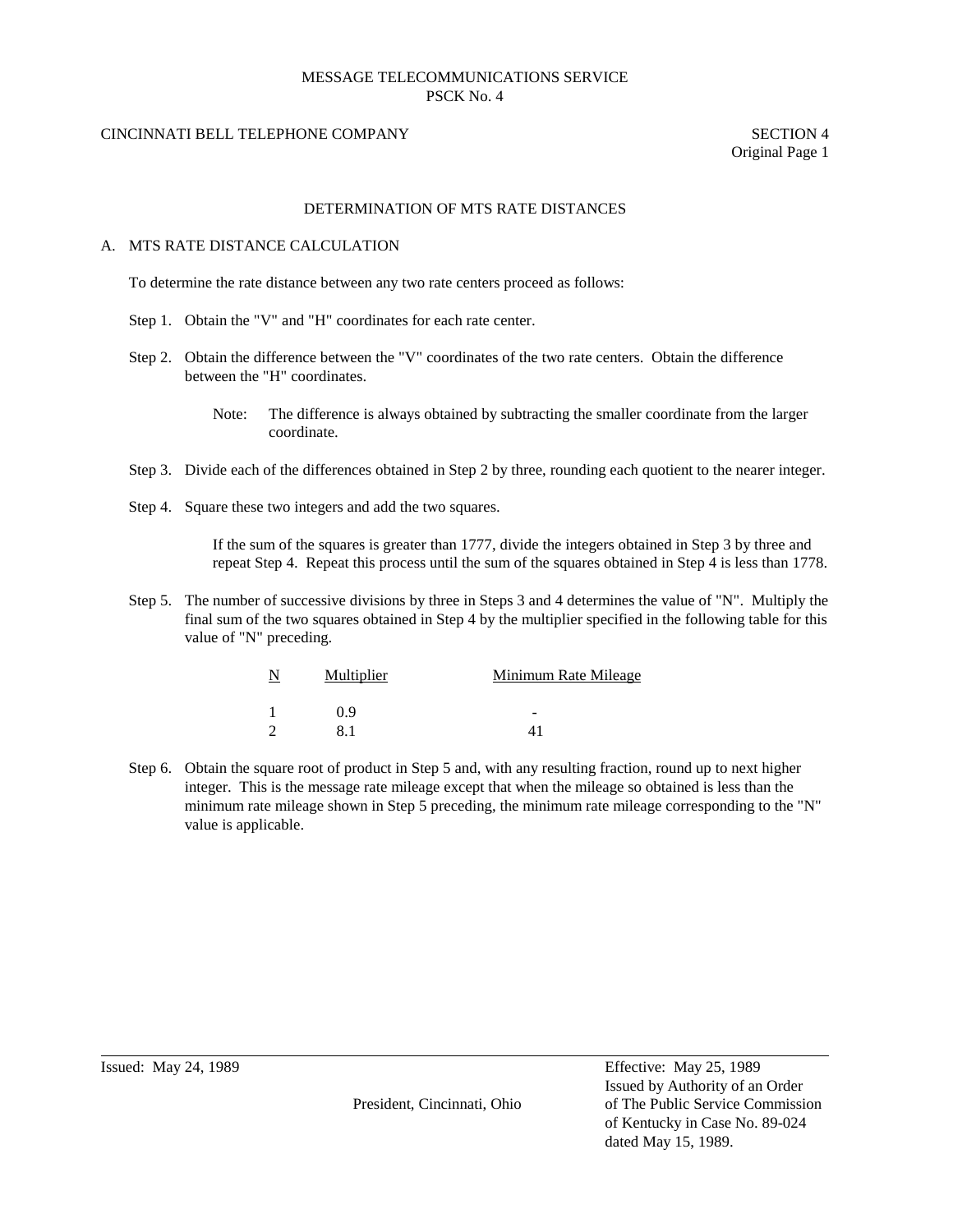MESSAGE TELECOMMUNICATIONS SERVICE
PSCK No. 4

CINCINNATI BELL TELEPHONE COMPANY

SECTION 4
Original Page 1

## DETERMINATION OF MTS RATE DISTANCES

### A. MTS RATE DISTANCE CALCULATION

To determine the rate distance between any two rate centers proceed as follows:

Step 1. Obtain the "V" and "H" coordinates for each rate center.

Step 2. Obtain the difference between the "V" coordinates of the two rate centers. Obtain the difference between the "H" coordinates.

> Note: The difference is always obtained by subtracting the smaller coordinate from the larger coordinate.

Step 3. Divide each of the differences obtained in Step 2 by three, rounding each quotient to the nearer integer.

Step 4. Square these two integers and add the two squares.

> If the sum of the squares is greater than 1777, divide the integers obtained in Step 3 by three and repeat Step 4. Repeat this process until the sum of the squares obtained in Step 4 is less than 1778.

Step 5. The number of successive divisions by three in Steps 3 and 4 determines the value of "N". Multiply the final sum of the two squares obtained in Step 4 by the multiplier specified in the following table for this value of "N" preceding.

| N | Multiplier | Minimum Rate Mileage |
|---|---|---|
| 1 | 0.9 | - |
| 2 | 8.1 | 41 |

Step 6. Obtain the square root of product in Step 5 and, with any resulting fraction, round up to next higher integer. This is the message rate mileage except that when the mileage so obtained is less than the minimum rate mileage shown in Step 5 preceding, the minimum rate mileage corresponding to the "N" value is applicable.

Issued: May 24, 1989

President, Cincinnati, Ohio

Effective: May 25, 1989
Issued by Authority of an Order of The Public Service Commission of Kentucky in Case No. 89-024 dated May 15, 1989.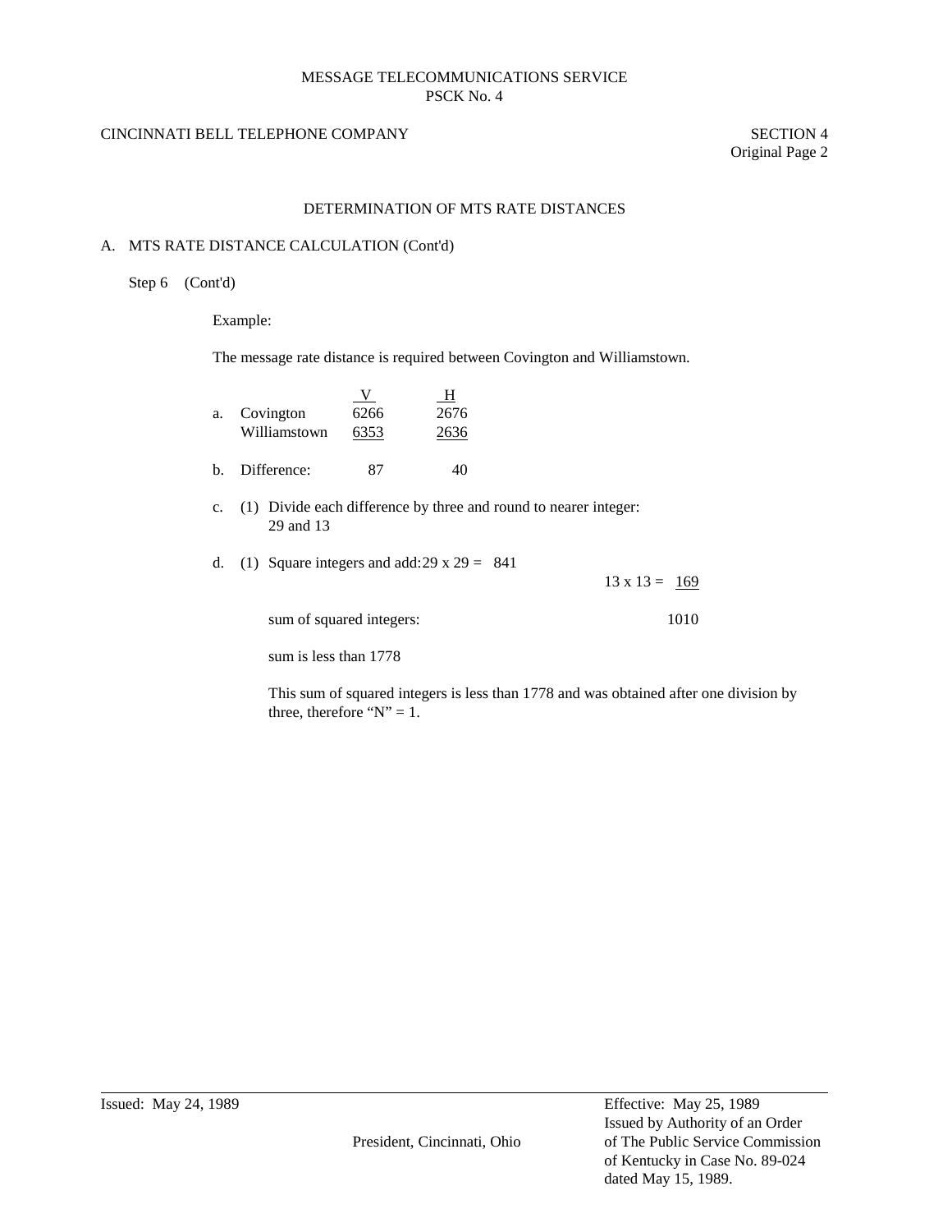MESSAGE TELECOMMUNICATIONS SERVICE
PSCK No. 4

CINCINNATI BELL TELEPHONE COMPANY

SECTION 4
Original Page 2

## DETERMINATION OF MTS RATE DISTANCES

### A. MTS RATE DISTANCE CALCULATION (Cont'd)

Step 6 (Cont'd)

Example:

The message rate distance is required between Covington and Williamstown.

| | | V | H |
|---|---|---|---|
| a. | Covington | 6266 | 2676 |
| | Williamstown | 6353 | 2636 |
| b. | Difference: | 87 | 40 |

c. (1) Divide each difference by three and round to nearer integer:
29 and 13

d. (1) Square integers and add: 29 x 29 = 841
13 x 13 = 169

sum of squared integers: 1010

sum is less than 1778

This sum of squared integers is less than 1778 and was obtained after one division by three, therefore "N" = 1.

Issued: May 24, 1989

President, Cincinnati, Ohio

Effective: May 25, 1989
Issued by Authority of an Order of The Public Service Commission of Kentucky in Case No. 89-024 dated May 15, 1989.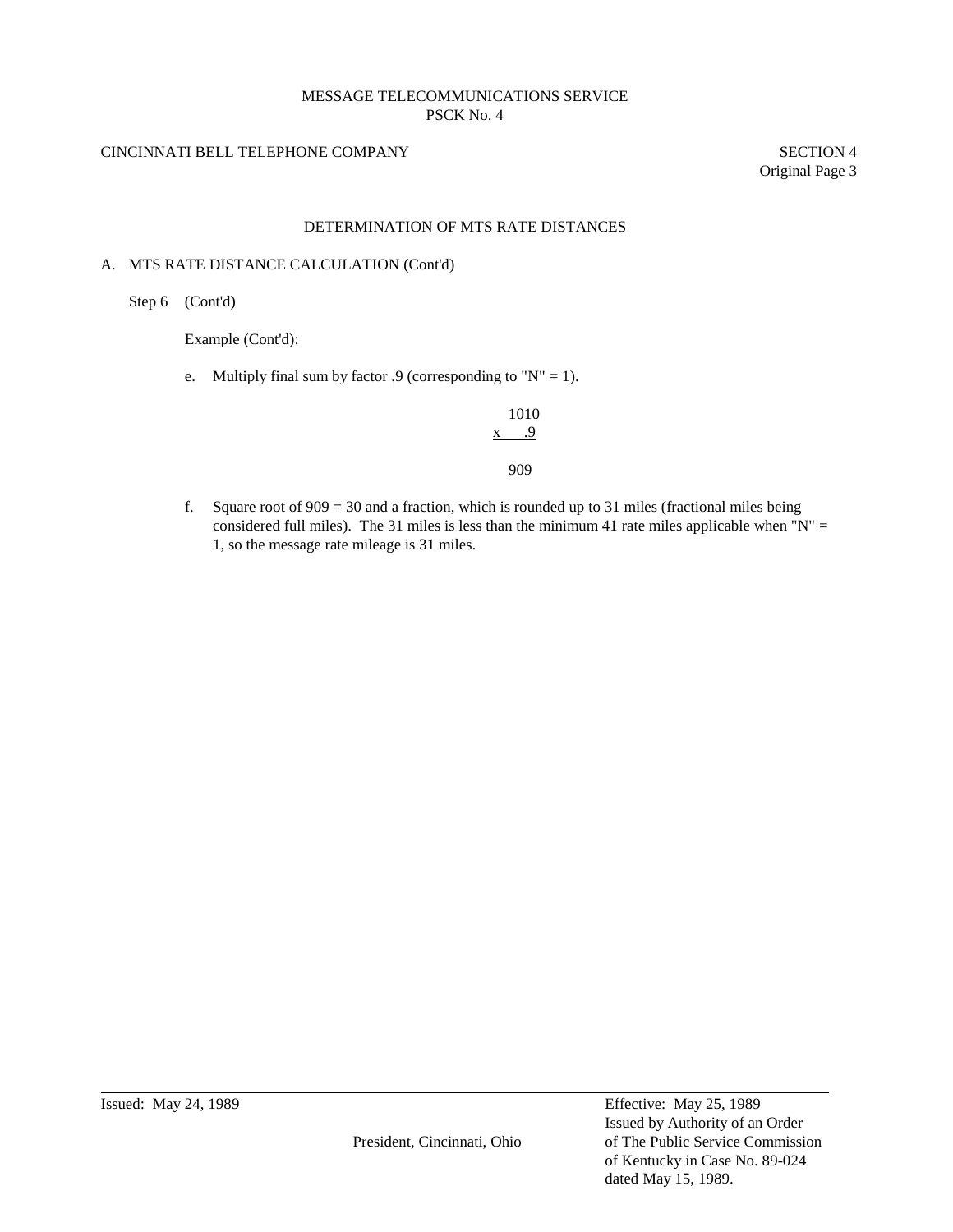MESSAGE TELECOMMUNICATIONS SERVICE
PSCK No. 4

CINCINNATI BELL TELEPHONE COMPANY

SECTION 4
Original Page 3

## DETERMINATION OF MTS RATE DISTANCES

A. MTS RATE DISTANCE CALCULATION (Cont'd)

Step 6 (Cont'd)

Example (Cont'd):

e. Multiply final sum by factor .9 (corresponding to "N" = 1).

```
  1010
x   .9
------
   909
```

f. Square root of 909 = 30 and a fraction, which is rounded up to 31 miles (fractional miles being considered full miles). The 31 miles is less than the minimum 41 rate miles applicable when "N" = 1, so the message rate mileage is 31 miles.

---

Issued: May 24, 1989

President, Cincinnati, Ohio

Effective: May 25, 1989
Issued by Authority of an Order of The Public Service Commission of Kentucky in Case No. 89-024 dated May 15, 1989.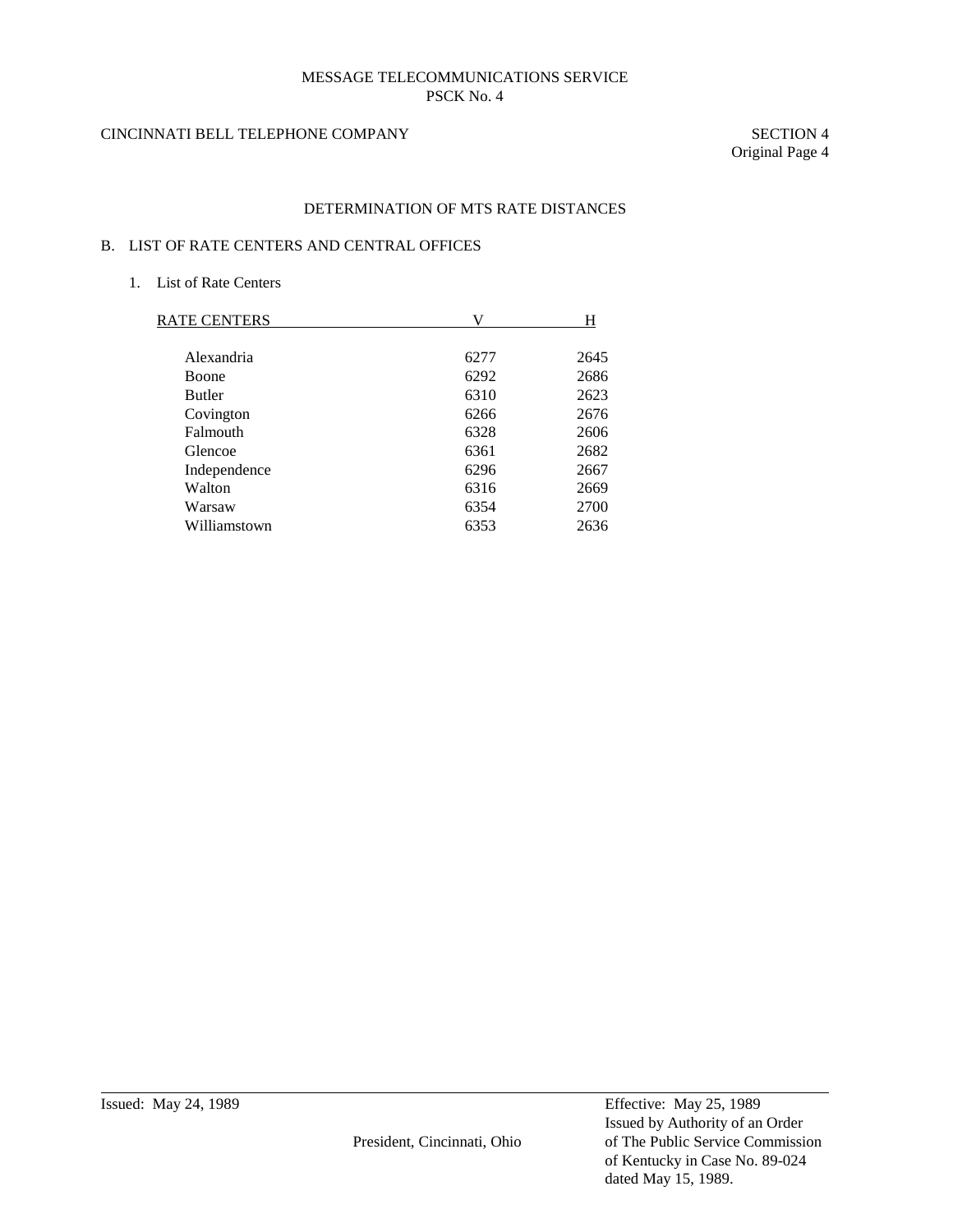MESSAGE TELECOMMUNICATIONS SERVICE
PSCK No. 4

CINCINNATI BELL TELEPHONE COMPANY

SECTION 4
Original Page 4

## DETERMINATION OF MTS RATE DISTANCES

### B. LIST OF RATE CENTERS AND CENTRAL OFFICES

1. List of Rate Centers

| RATE CENTERS | V | H |
|---|---|---|
| Alexandria | 6277 | 2645 |
| Boone | 6292 | 2686 |
| Butler | 6310 | 2623 |
| Covington | 6266 | 2676 |
| Falmouth | 6328 | 2606 |
| Glencoe | 6361 | 2682 |
| Independence | 6296 | 2667 |
| Walton | 6316 | 2669 |
| Warsaw | 6354 | 2700 |
| Williamstown | 6353 | 2636 |

Issued: May 24, 1989

President, Cincinnati, Ohio

Effective: May 25, 1989
Issued by Authority of an Order
of The Public Service Commission
of Kentucky in Case No. 89-024
dated May 15, 1989.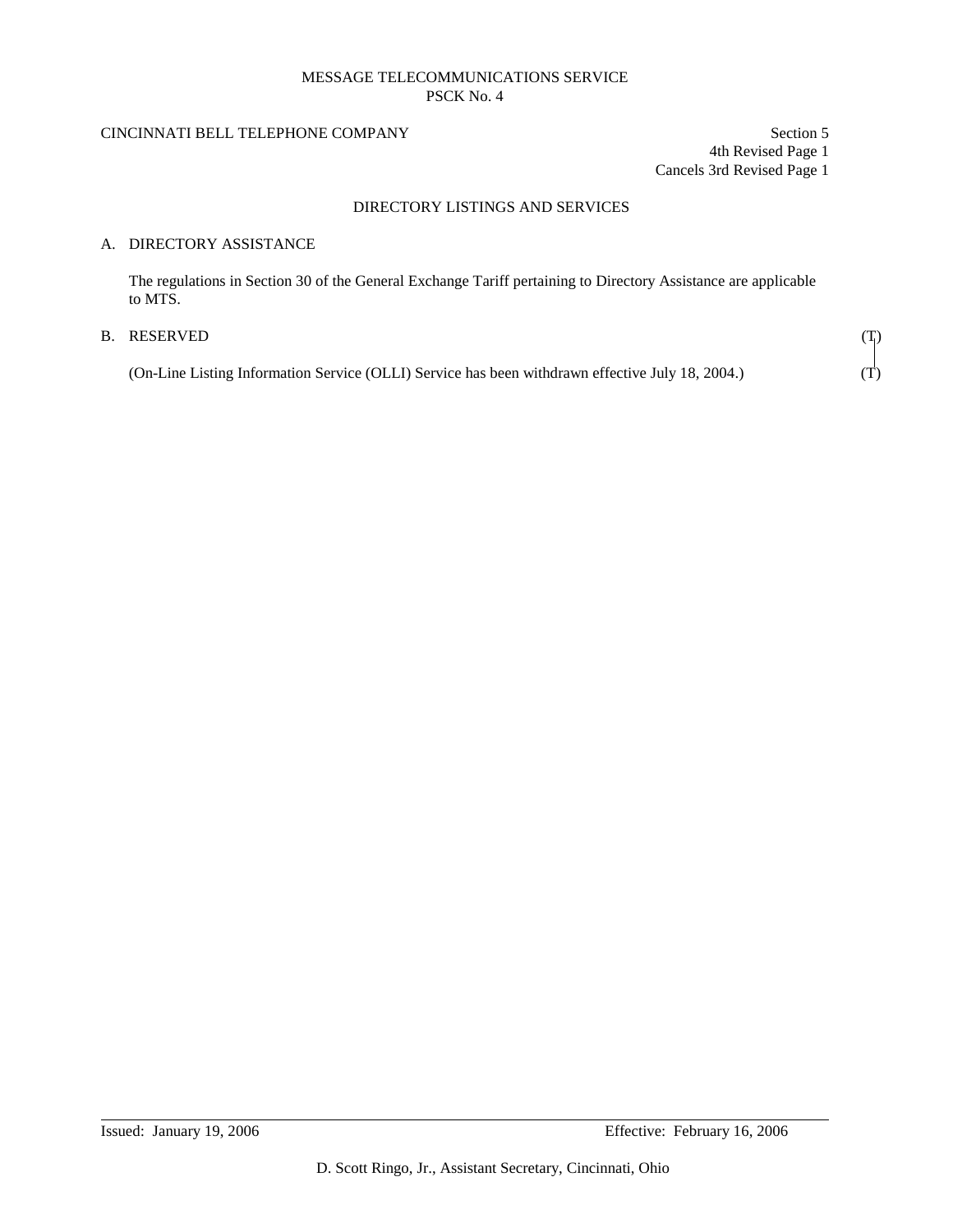MESSAGE TELECOMMUNICATIONS SERVICE
PSCK No. 4

CINCINNATI BELL TELEPHONE COMPANY

Section 5
4th Revised Page 1
Cancels 3rd Revised Page 1

## DIRECTORY LISTINGS AND SERVICES

### A. DIRECTORY ASSISTANCE

The regulations in Section 30 of the General Exchange Tariff pertaining to Directory Assistance are applicable to MTS.

### B. RESERVED (T)

(On-Line Listing Information Service (OLLI) Service has been withdrawn effective July 18, 2004.) (T)

Issued: January 19, 2006

Effective: February 16, 2006

D. Scott Ringo, Jr., Assistant Secretary, Cincinnati, Ohio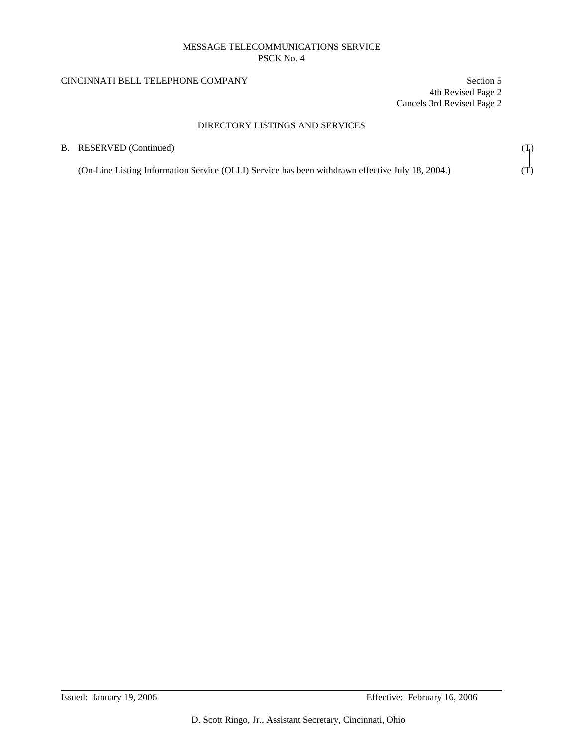MESSAGE TELECOMMUNICATIONS SERVICE
PSCK No. 4

CINCINNATI BELL TELEPHONE COMPANY

Section 5
4th Revised Page 2
Cancels 3rd Revised Page 2

## DIRECTORY LISTINGS AND SERVICES

B. RESERVED (Continued) (T)

(On-Line Listing Information Service (OLLI) Service has been withdrawn effective July 18, 2004.) (T)

Issued: January 19, 2006 Effective: February 16, 2006

D. Scott Ringo, Jr., Assistant Secretary, Cincinnati, Ohio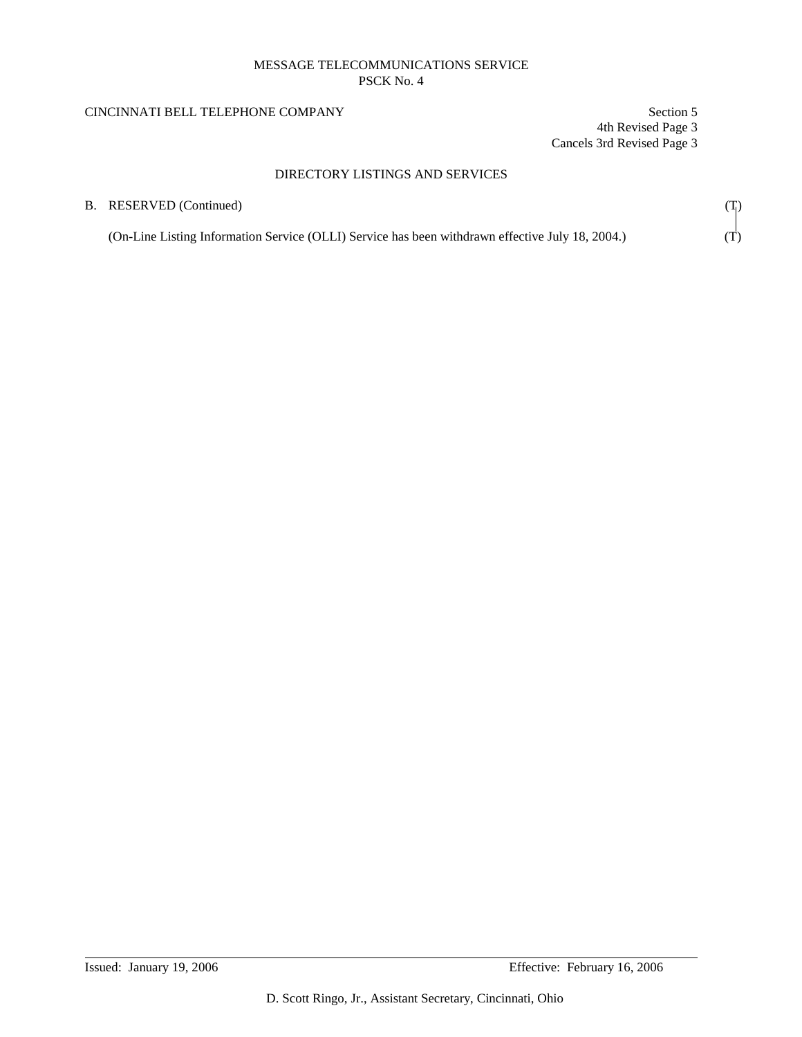MESSAGE TELECOMMUNICATIONS SERVICE
PSCK No. 4

CINCINNATI BELL TELEPHONE COMPANY

Section 5
4th Revised Page 3
Cancels 3rd Revised Page 3

## DIRECTORY LISTINGS AND SERVICES

B. RESERVED (Continued) (T)

(On-Line Listing Information Service (OLLI) Service has been withdrawn effective July 18, 2004.) (T)

Issued: January 19, 2006

Effective: February 16, 2006

D. Scott Ringo, Jr., Assistant Secretary, Cincinnati, Ohio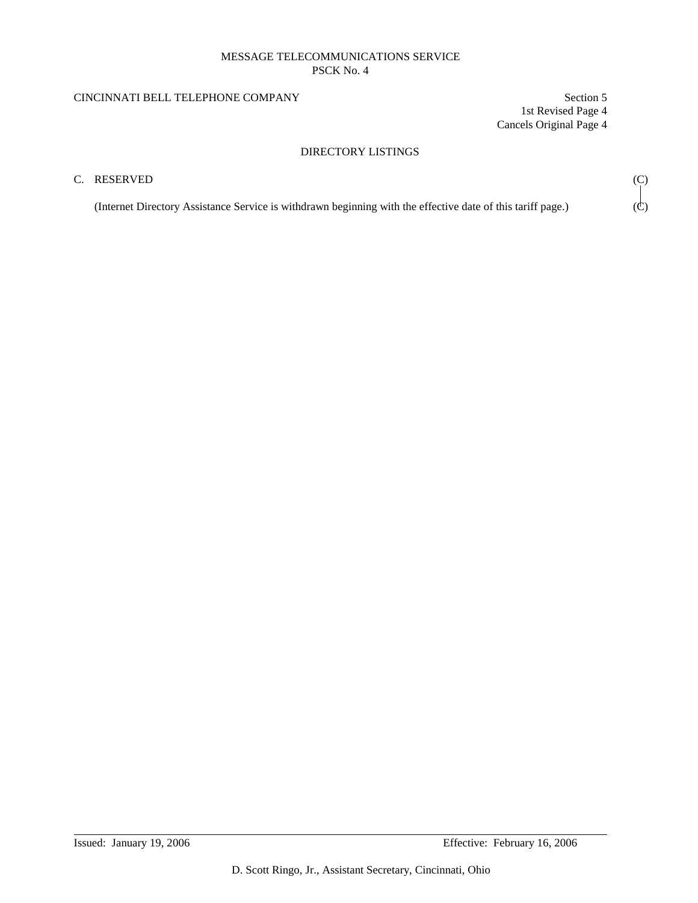MESSAGE TELECOMMUNICATIONS SERVICE
PSCK No. 4

CINCINNATI BELL TELEPHONE COMPANY

Section 5
1st Revised Page 4
Cancels Original Page 4

DIRECTORY LISTINGS

C. RESERVED (C)

(Internet Directory Assistance Service is withdrawn beginning with the effective date of this tariff page.) (C)

Issued: January 19, 2006

Effective: February 16, 2006

D. Scott Ringo, Jr., Assistant Secretary, Cincinnati, Ohio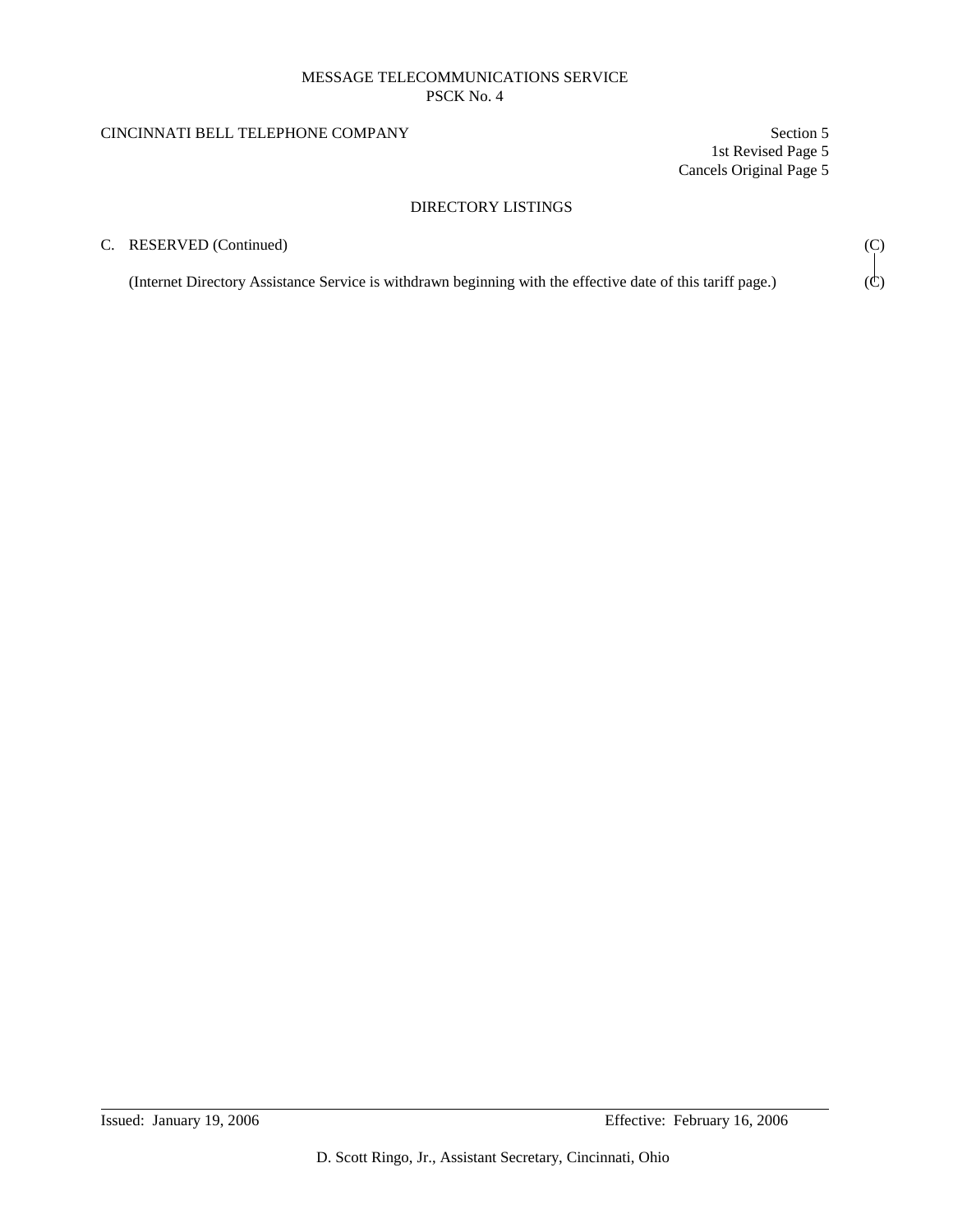MESSAGE TELECOMMUNICATIONS SERVICE
PSCK No. 4

CINCINNATI BELL TELEPHONE COMPANY

Section 5
1st Revised Page 5
Cancels Original Page 5

DIRECTORY LISTINGS

C. RESERVED (Continued) (C)

(Internet Directory Assistance Service is withdrawn beginning with the effective date of this tariff page.) (C)

Issued: January 19, 2006

Effective: February 16, 2006

D. Scott Ringo, Jr., Assistant Secretary, Cincinnati, Ohio